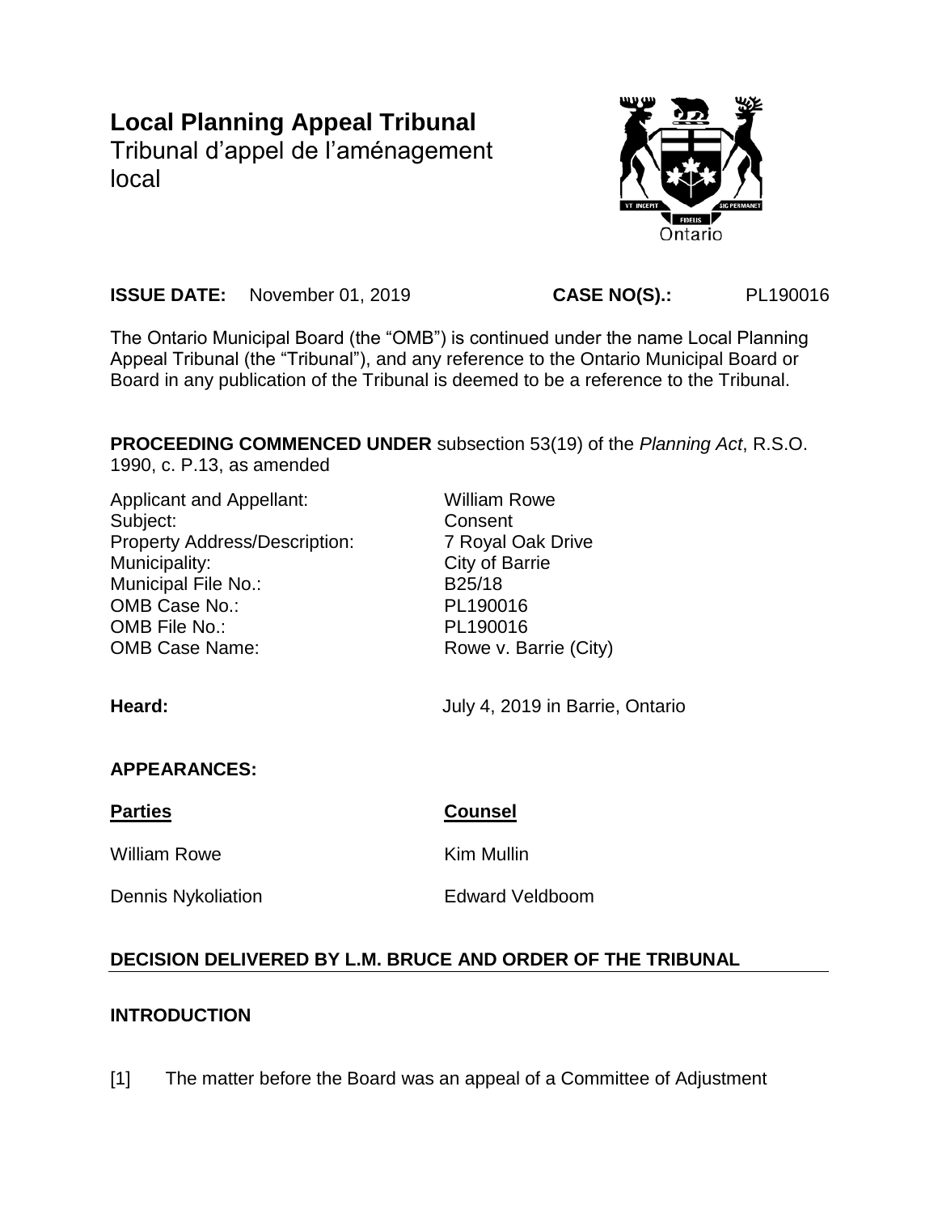# Local Planning Appeal Tribunal

Tribunal d'appel de l'aménagement local

**ISSUE DATE:** November 01, 2019 **CASE NO(S).:** PL190016

The Ontario Municipal Board (the "OMB") is continued under the name Local Planning Appeal Tribunal (the "Tribunal"), and any reference to the Ontario Municipal Board or Board in any publication of the Tribunal is deemed to be a reference to the Tribunal.

**PROCEEDING COMMENCED UNDER** subsection 53(19) of the *Planning Act*, R.S.O. 1990, c. P.13, as amended

| | |
|---|---|
| Applicant and Appellant: | William Rowe |
| Subject: | Consent |
| Property Address/Description: | 7 Royal Oak Drive |
| Municipality: | City of Barrie |
| Municipal File No.: | B25/18 |
| OMB Case No.: | PL190016 |
| OMB File No.: | PL190016 |
| OMB Case Name: | Rowe v. Barrie (City) |

**Heard:** July 4, 2019 in Barrie, Ontario

**APPEARANCES:**

| **Parties** | **Counsel** |
|---|---|
| William Rowe | Kim Mullin |
| Dennis Nykoliation | Edward Veldboom |

## DECISION DELIVERED BY L.M. BRUCE AND ORDER OF THE TRIBUNAL

### INTRODUCTION

[1] The matter before the Board was an appeal of a Committee of Adjustment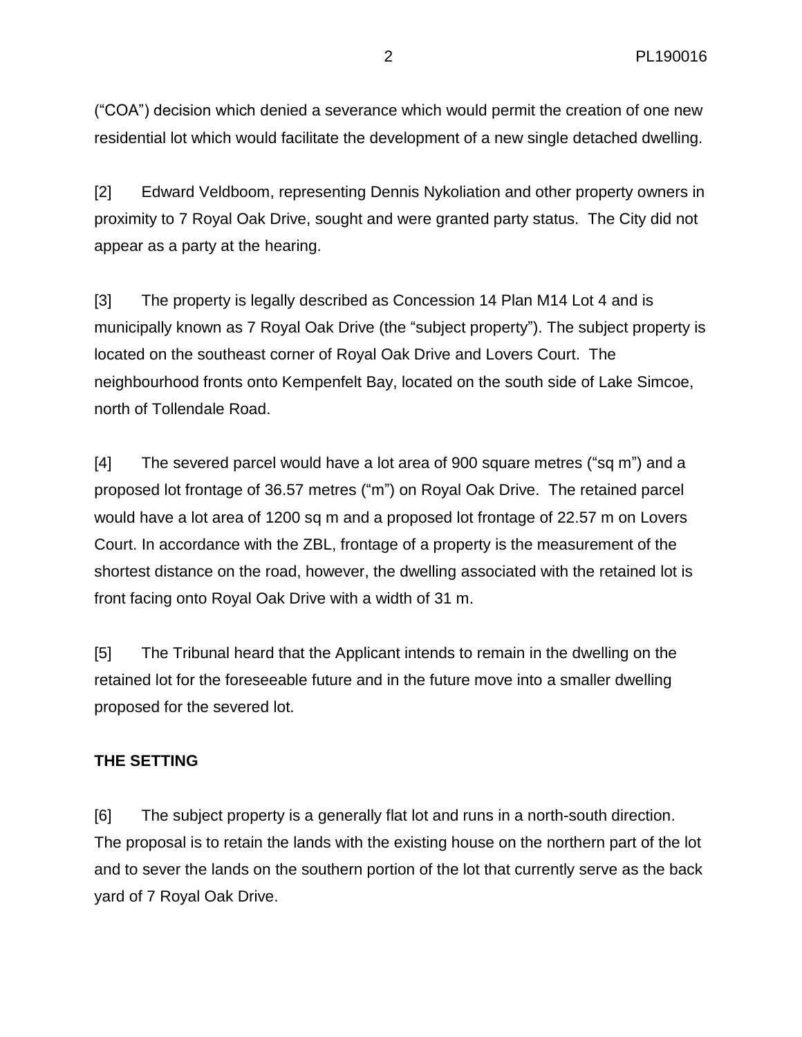("COA") decision which denied a severance which would permit the creation of one new residential lot which would facilitate the development of a new single detached dwelling.

[2] Edward Veldboom, representing Dennis Nykoliation and other property owners in proximity to 7 Royal Oak Drive, sought and were granted party status. The City did not appear as a party at the hearing.

[3] The property is legally described as Concession 14 Plan M14 Lot 4 and is municipally known as 7 Royal Oak Drive (the "subject property"). The subject property is located on the southeast corner of Royal Oak Drive and Lovers Court. The neighbourhood fronts onto Kempenfelt Bay, located on the south side of Lake Simcoe, north of Tollendale Road.

[4] The severed parcel would have a lot area of 900 square metres ("sq m") and a proposed lot frontage of 36.57 metres ("m") on Royal Oak Drive. The retained parcel would have a lot area of 1200 sq m and a proposed lot frontage of 22.57 m on Lovers Court. In accordance with the ZBL, frontage of a property is the measurement of the shortest distance on the road, however, the dwelling associated with the retained lot is front facing onto Royal Oak Drive with a width of 31 m.

[5] The Tribunal heard that the Applicant intends to remain in the dwelling on the retained lot for the foreseeable future and in the future move into a smaller dwelling proposed for the severed lot.

## THE SETTING

[6] The subject property is a generally flat lot and runs in a north-south direction. The proposal is to retain the lands with the existing house on the northern part of the lot and to sever the lands on the southern portion of the lot that currently serve as the back yard of 7 Royal Oak Drive.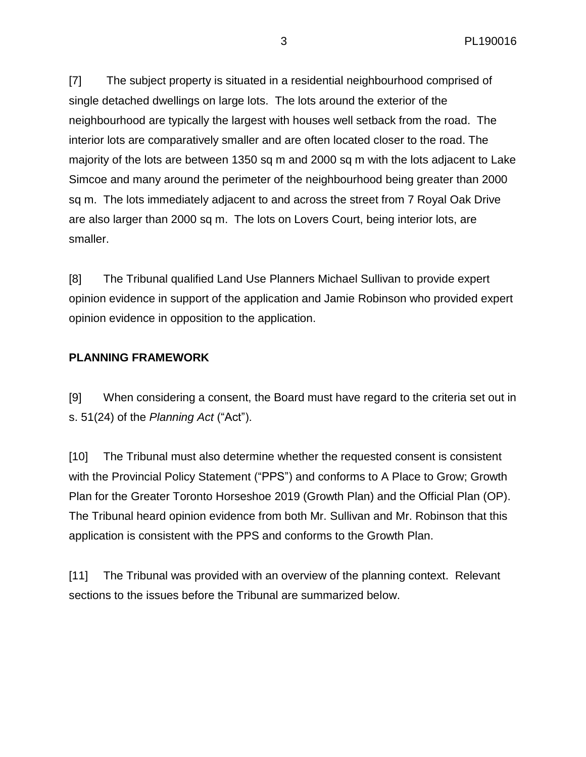[7] The subject property is situated in a residential neighbourhood comprised of single detached dwellings on large lots. The lots around the exterior of the neighbourhood are typically the largest with houses well setback from the road. The interior lots are comparatively smaller and are often located closer to the road. The majority of the lots are between 1350 sq m and 2000 sq m with the lots adjacent to Lake Simcoe and many around the perimeter of the neighbourhood being greater than 2000 sq m. The lots immediately adjacent to and across the street from 7 Royal Oak Drive are also larger than 2000 sq m. The lots on Lovers Court, being interior lots, are smaller.

[8] The Tribunal qualified Land Use Planners Michael Sullivan to provide expert opinion evidence in support of the application and Jamie Robinson who provided expert opinion evidence in opposition to the application.

**PLANNING FRAMEWORK**

[9] When considering a consent, the Board must have regard to the criteria set out in s. 51(24) of the *Planning Act* ("Act").

[10] The Tribunal must also determine whether the requested consent is consistent with the Provincial Policy Statement ("PPS") and conforms to A Place to Grow; Growth Plan for the Greater Toronto Horseshoe 2019 (Growth Plan) and the Official Plan (OP). The Tribunal heard opinion evidence from both Mr. Sullivan and Mr. Robinson that this application is consistent with the PPS and conforms to the Growth Plan.

[11] The Tribunal was provided with an overview of the planning context. Relevant sections to the issues before the Tribunal are summarized below.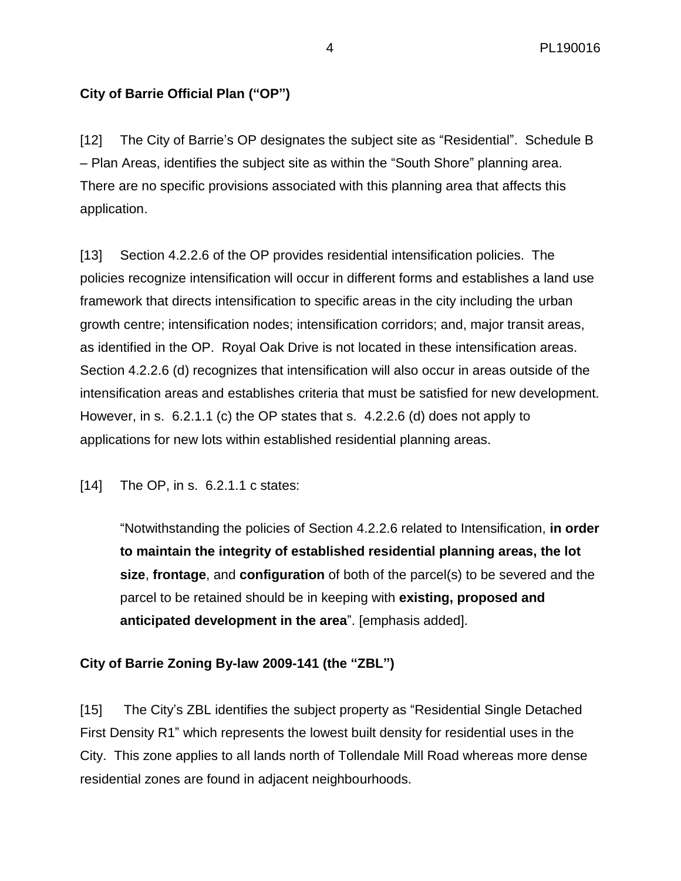**City of Barrie Official Plan ("OP")**

[12] The City of Barrie's OP designates the subject site as "Residential". Schedule B – Plan Areas, identifies the subject site as within the "South Shore" planning area. There are no specific provisions associated with this planning area that affects this application.

[13] Section 4.2.2.6 of the OP provides residential intensification policies. The policies recognize intensification will occur in different forms and establishes a land use framework that directs intensification to specific areas in the city including the urban growth centre; intensification nodes; intensification corridors; and, major transit areas, as identified in the OP. Royal Oak Drive is not located in these intensification areas. Section 4.2.2.6 (d) recognizes that intensification will also occur in areas outside of the intensification areas and establishes criteria that must be satisfied for new development. However, in s. 6.2.1.1 (c) the OP states that s. 4.2.2.6 (d) does not apply to applications for new lots within established residential planning areas.

[14] The OP, in s. 6.2.1.1 c states:

> "Notwithstanding the policies of Section 4.2.2.6 related to Intensification, **in order to maintain the integrity of established residential planning areas, the lot size**, **frontage**, and **configuration** of both of the parcel(s) to be severed and the parcel to be retained should be in keeping with **existing, proposed and anticipated development in the area**". [emphasis added].

**City of Barrie Zoning By-law 2009-141 (the "ZBL")**

[15] The City's ZBL identifies the subject property as "Residential Single Detached First Density R1" which represents the lowest built density for residential uses in the City. This zone applies to all lands north of Tollendale Mill Road whereas more dense residential zones are found in adjacent neighbourhoods.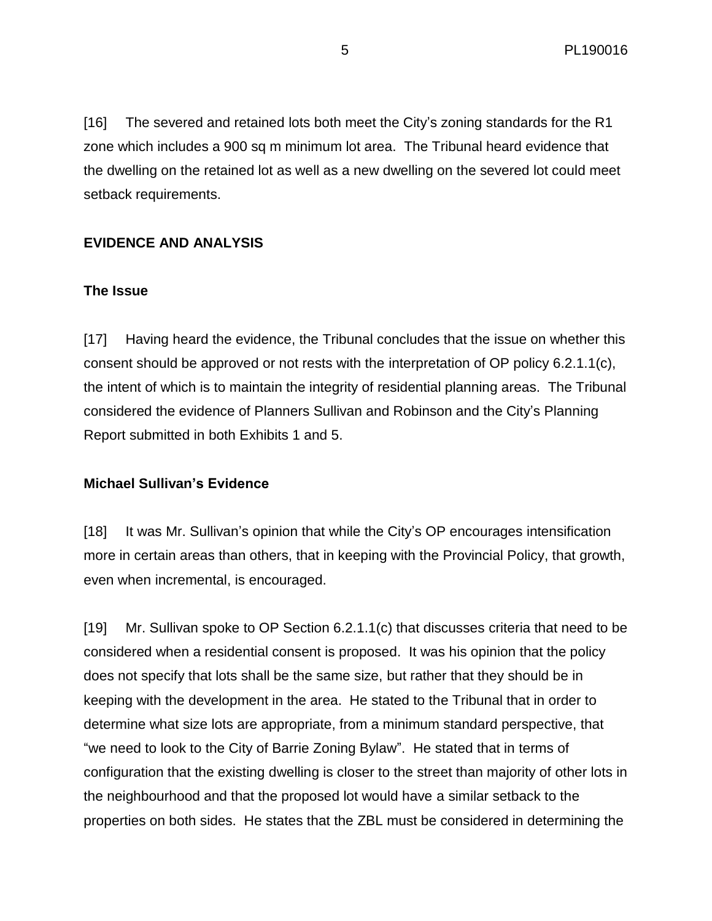[16] The severed and retained lots both meet the City's zoning standards for the R1 zone which includes a 900 sq m minimum lot area. The Tribunal heard evidence that the dwelling on the retained lot as well as a new dwelling on the severed lot could meet setback requirements.

## EVIDENCE AND ANALYSIS

### The Issue

[17] Having heard the evidence, the Tribunal concludes that the issue on whether this consent should be approved or not rests with the interpretation of OP policy 6.2.1.1(c), the intent of which is to maintain the integrity of residential planning areas. The Tribunal considered the evidence of Planners Sullivan and Robinson and the City's Planning Report submitted in both Exhibits 1 and 5.

### Michael Sullivan's Evidence

[18] It was Mr. Sullivan's opinion that while the City's OP encourages intensification more in certain areas than others, that in keeping with the Provincial Policy, that growth, even when incremental, is encouraged.

[19] Mr. Sullivan spoke to OP Section 6.2.1.1(c) that discusses criteria that need to be considered when a residential consent is proposed. It was his opinion that the policy does not specify that lots shall be the same size, but rather that they should be in keeping with the development in the area. He stated to the Tribunal that in order to determine what size lots are appropriate, from a minimum standard perspective, that "we need to look to the City of Barrie Zoning Bylaw". He stated that in terms of configuration that the existing dwelling is closer to the street than majority of other lots in the neighbourhood and that the proposed lot would have a similar setback to the properties on both sides. He states that the ZBL must be considered in determining the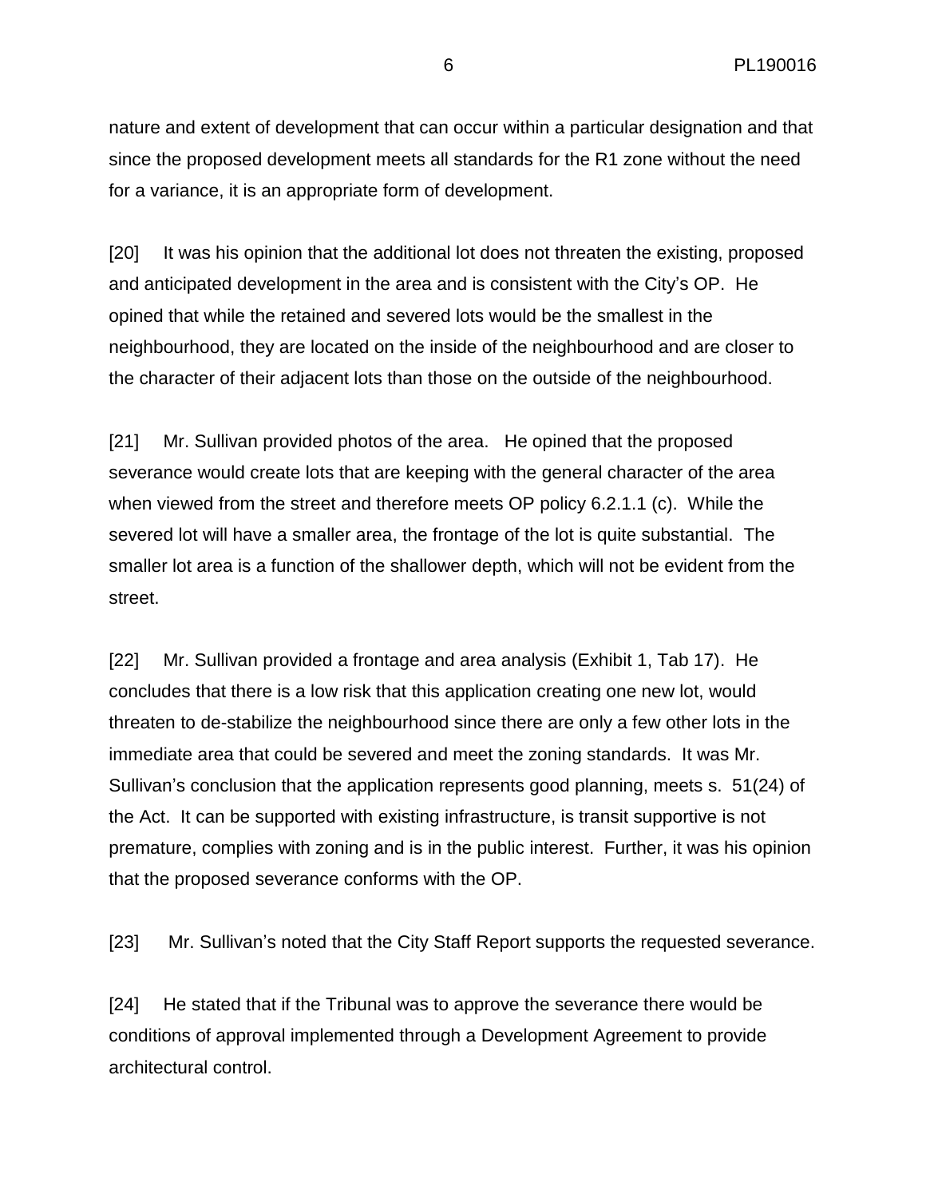nature and extent of development that can occur within a particular designation and that since the proposed development meets all standards for the R1 zone without the need for a variance, it is an appropriate form of development.

[20] It was his opinion that the additional lot does not threaten the existing, proposed and anticipated development in the area and is consistent with the City's OP. He opined that while the retained and severed lots would be the smallest in the neighbourhood, they are located on the inside of the neighbourhood and are closer to the character of their adjacent lots than those on the outside of the neighbourhood.

[21] Mr. Sullivan provided photos of the area. He opined that the proposed severance would create lots that are keeping with the general character of the area when viewed from the street and therefore meets OP policy 6.2.1.1 (c). While the severed lot will have a smaller area, the frontage of the lot is quite substantial. The smaller lot area is a function of the shallower depth, which will not be evident from the street.

[22] Mr. Sullivan provided a frontage and area analysis (Exhibit 1, Tab 17). He concludes that there is a low risk that this application creating one new lot, would threaten to de-stabilize the neighbourhood since there are only a few other lots in the immediate area that could be severed and meet the zoning standards. It was Mr. Sullivan's conclusion that the application represents good planning, meets s. 51(24) of the Act. It can be supported with existing infrastructure, is transit supportive is not premature, complies with zoning and is in the public interest. Further, it was his opinion that the proposed severance conforms with the OP.

[23] Mr. Sullivan's noted that the City Staff Report supports the requested severance.

[24] He stated that if the Tribunal was to approve the severance there would be conditions of approval implemented through a Development Agreement to provide architectural control.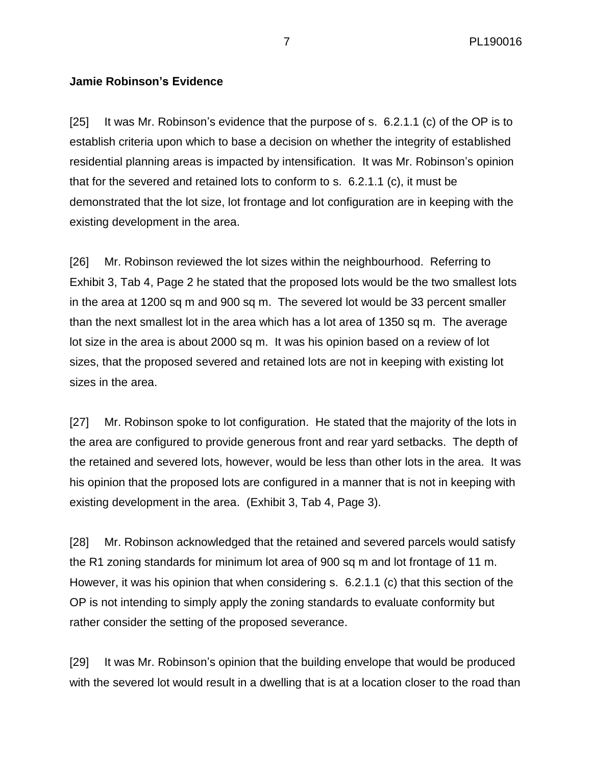**Jamie Robinson's Evidence**

[25] It was Mr. Robinson's evidence that the purpose of s. 6.2.1.1 (c) of the OP is to establish criteria upon which to base a decision on whether the integrity of established residential planning areas is impacted by intensification. It was Mr. Robinson's opinion that for the severed and retained lots to conform to s. 6.2.1.1 (c), it must be demonstrated that the lot size, lot frontage and lot configuration are in keeping with the existing development in the area.

[26] Mr. Robinson reviewed the lot sizes within the neighbourhood. Referring to Exhibit 3, Tab 4, Page 2 he stated that the proposed lots would be the two smallest lots in the area at 1200 sq m and 900 sq m. The severed lot would be 33 percent smaller than the next smallest lot in the area which has a lot area of 1350 sq m. The average lot size in the area is about 2000 sq m. It was his opinion based on a review of lot sizes, that the proposed severed and retained lots are not in keeping with existing lot sizes in the area.

[27] Mr. Robinson spoke to lot configuration. He stated that the majority of the lots in the area are configured to provide generous front and rear yard setbacks. The depth of the retained and severed lots, however, would be less than other lots in the area. It was his opinion that the proposed lots are configured in a manner that is not in keeping with existing development in the area. (Exhibit 3, Tab 4, Page 3).

[28] Mr. Robinson acknowledged that the retained and severed parcels would satisfy the R1 zoning standards for minimum lot area of 900 sq m and lot frontage of 11 m. However, it was his opinion that when considering s. 6.2.1.1 (c) that this section of the OP is not intending to simply apply the zoning standards to evaluate conformity but rather consider the setting of the proposed severance.

[29] It was Mr. Robinson's opinion that the building envelope that would be produced with the severed lot would result in a dwelling that is at a location closer to the road than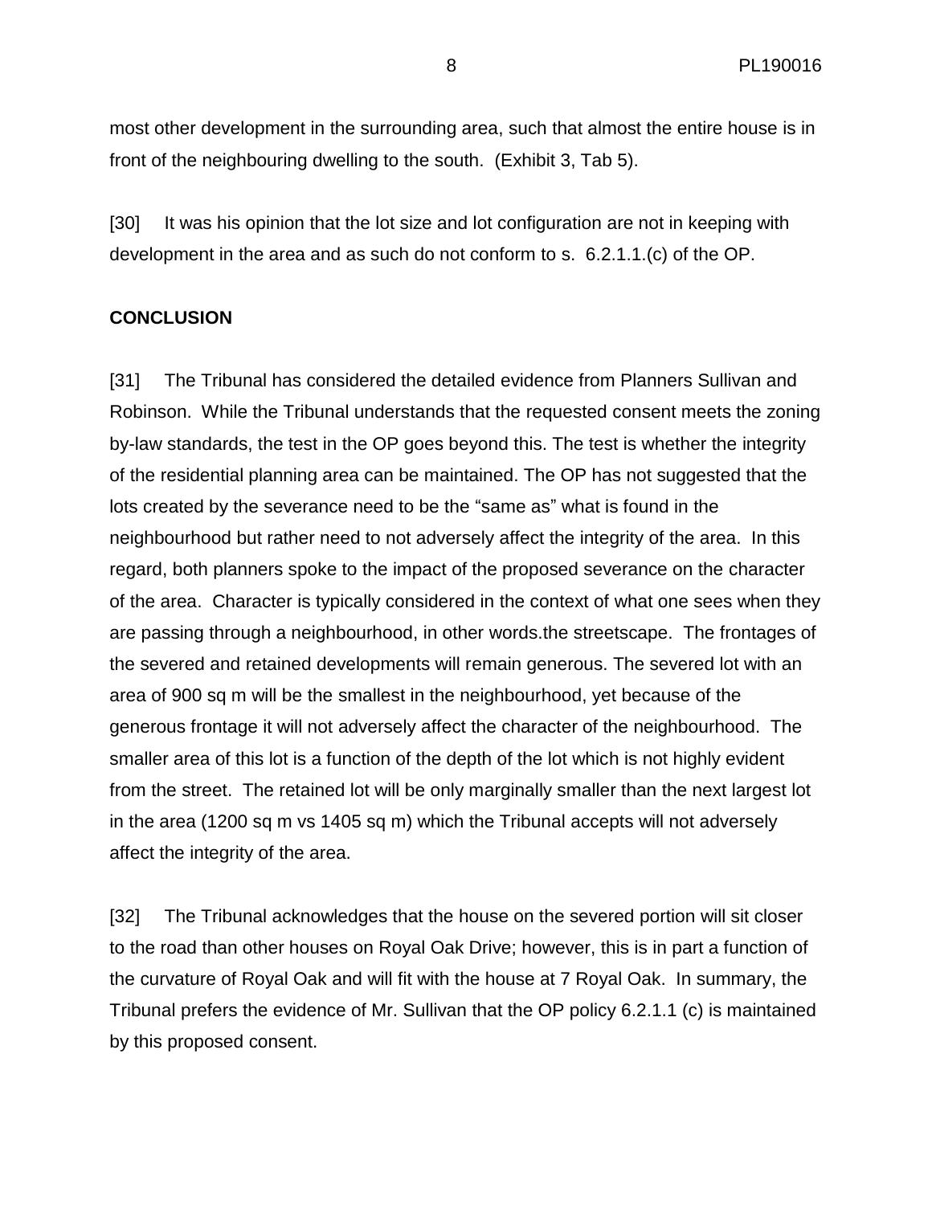most other development in the surrounding area, such that almost the entire house is in front of the neighbouring dwelling to the south. (Exhibit 3, Tab 5).

[30] It was his opinion that the lot size and lot configuration are not in keeping with development in the area and as such do not conform to s. 6.2.1.1.(c) of the OP.

**CONCLUSION**

[31] The Tribunal has considered the detailed evidence from Planners Sullivan and Robinson. While the Tribunal understands that the requested consent meets the zoning by-law standards, the test in the OP goes beyond this. The test is whether the integrity of the residential planning area can be maintained. The OP has not suggested that the lots created by the severance need to be the "same as" what is found in the neighbourhood but rather need to not adversely affect the integrity of the area. In this regard, both planners spoke to the impact of the proposed severance on the character of the area. Character is typically considered in the context of what one sees when they are passing through a neighbourhood, in other words.the streetscape. The frontages of the severed and retained developments will remain generous. The severed lot with an area of 900 sq m will be the smallest in the neighbourhood, yet because of the generous frontage it will not adversely affect the character of the neighbourhood. The smaller area of this lot is a function of the depth of the lot which is not highly evident from the street. The retained lot will be only marginally smaller than the next largest lot in the area (1200 sq m vs 1405 sq m) which the Tribunal accepts will not adversely affect the integrity of the area.

[32] The Tribunal acknowledges that the house on the severed portion will sit closer to the road than other houses on Royal Oak Drive; however, this is in part a function of the curvature of Royal Oak and will fit with the house at 7 Royal Oak. In summary, the Tribunal prefers the evidence of Mr. Sullivan that the OP policy 6.2.1.1 (c) is maintained by this proposed consent.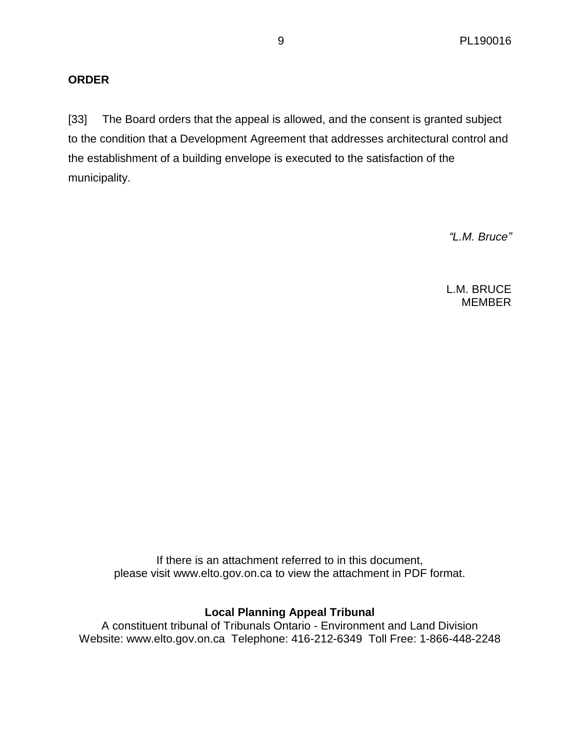**ORDER**

[33] The Board orders that the appeal is allowed, and the consent is granted subject to the condition that a Development Agreement that addresses architectural control and the establishment of a building envelope is executed to the satisfaction of the municipality.

*"L.M. Bruce"*

L.M. BRUCE
MEMBER

If there is an attachment referred to in this document,
please visit www.elto.gov.on.ca to view the attachment in PDF format.

**Local Planning Appeal Tribunal**
A constituent tribunal of Tribunals Ontario - Environment and Land Division
Website: www.elto.gov.on.ca Telephone: 416-212-6349 Toll Free: 1-866-448-2248